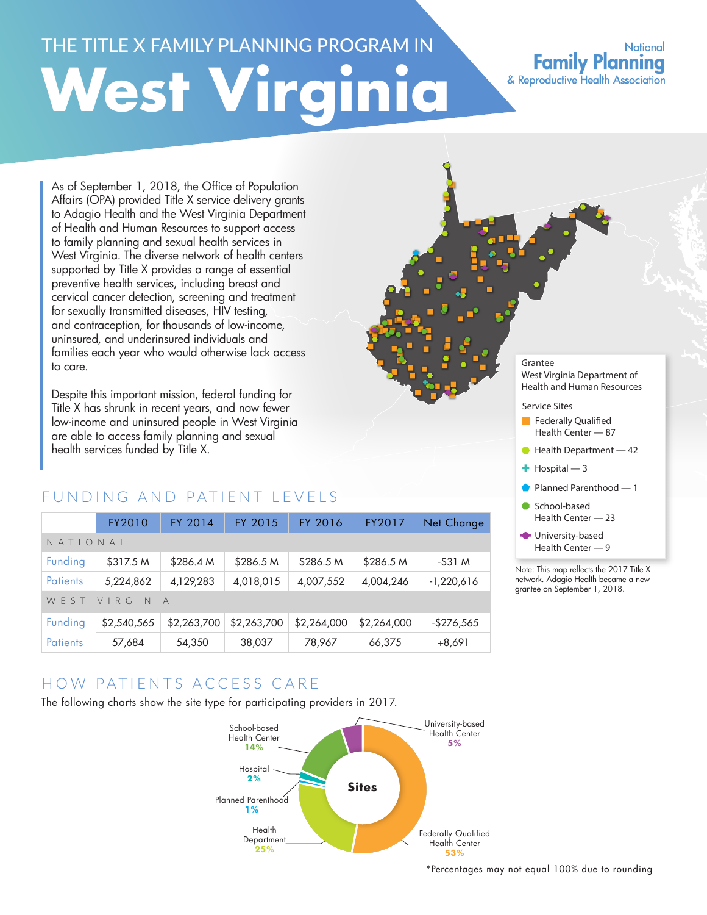# THE TITLE X FAMILY PLANNING PROGRAM IN

# West Virginia

National Family Planning & Reproductive Health Association

As of September 1, 2018, the Office of Population Affairs (OPA) provided Title X service delivery grants to Adagio Health and the West Virginia Department of Health and Human Resources to support access to family planning and sexual health services in West Virginia. The diverse network of health centers supported by Title X provides a range of essential preventive health services, including breast and cervical cancer detection, screening and treatment for sexually transmitted diseases, HIV testing, and contraception, for thousands of low-income, uninsured, and underinsured individuals and families each year who would otherwise lack access to care.

Despite this important mission, federal funding for Title X has shrunk in recent years, and now fewer low-income and uninsured people in West Virginia are able to access family planning and sexual health services funded by Title X.

Grantee
West Virginia Department of Health and Human Resources

Service Sites

- Federally Qualified Health Center — 87
- Health Department — 42
- Hospital — 3
- Planned Parenthood — 1
- School-based Health Center — 23
- University-based Health Center — 9

Note: This map reflects the 2017 Title X network. Adagio Health became a new grantee on September 1, 2018.

## FUNDING AND PATIENT LEVELS

| | FY2010 | FY 2014 | FY 2015 | FY 2016 | FY2017 | Net Change |
|---|---|---|---|---|---|---|
| NATIONAL | | | | | | |
| Funding | $317.5 M | $286.4 M | $286.5 M | $286.5 M | $286.5 M | -$31 M |
| Patients | 5,224,862 | 4,129,283 | 4,018,015 | 4,007,552 | 4,004,246 | -1,220,616 |
| WEST VIRGINIA | | | | | | |
| Funding | $2,540,565 | $2,263,700 | $2,263,700 | $2,264,000 | $2,264,000 | -$276,565 |
| Patients | 57,684 | 54,350 | 38,037 | 78,967 | 66,375 | +8,691 |

## HOW PATIENTS ACCESS CARE

The following charts show the site type for participating providers in 2017.

Sites

- Federally Qualified Health Center 53%
- Health Department 25%
- School-based Health Center 14%
- University-based Health Center 5%
- Hospital 2%
- Planned Parenthood 1%

*Percentages may not equal 100% due to rounding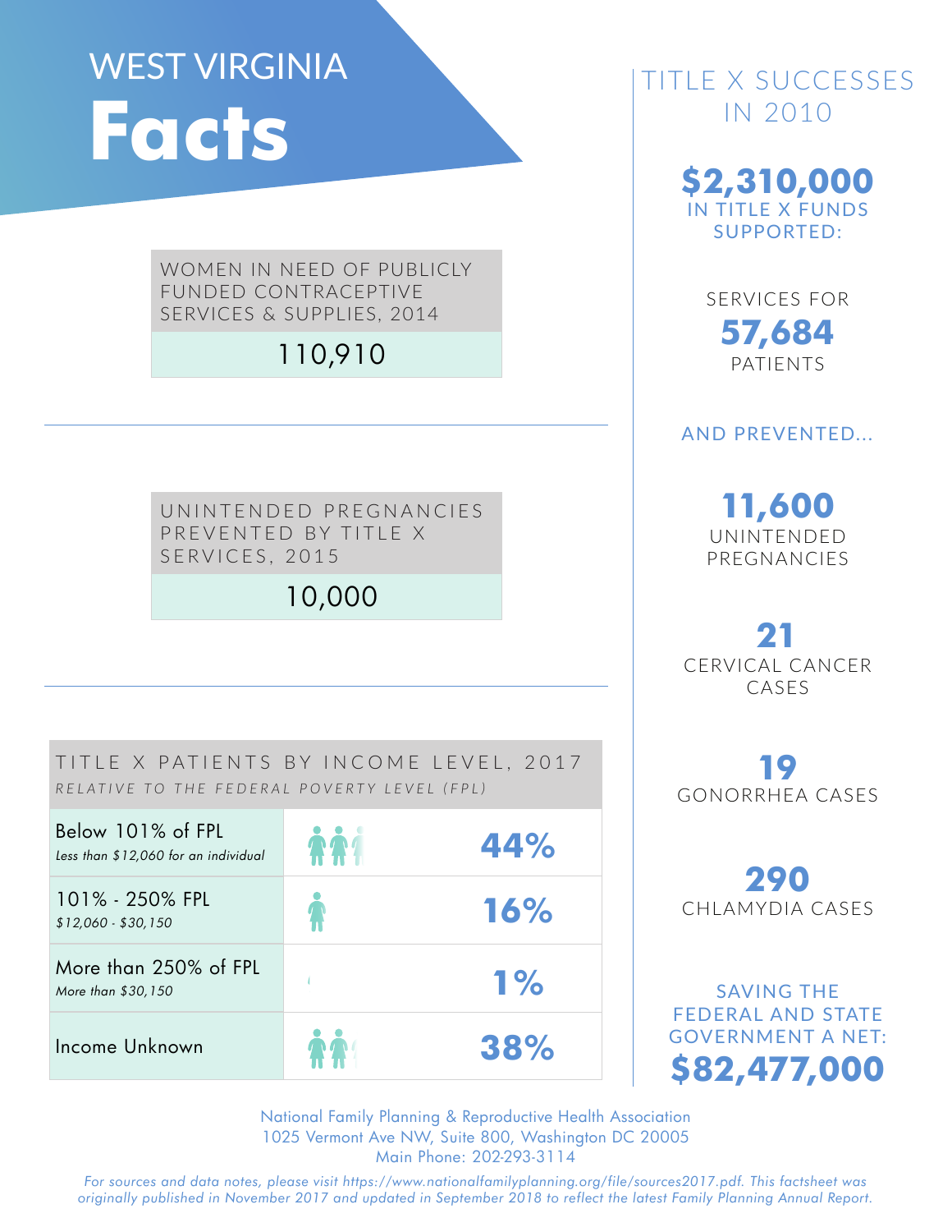# WEST VIRGINIA
# Facts

## WOMEN IN NEED OF PUBLICLY FUNDED CONTRACEPTIVE SERVICES & SUPPLIES, 2014

110,910

## UNINTENDED PREGNANCIES PREVENTED BY TITLE X SERVICES, 2015

10,000

## TITLE X PATIENTS BY INCOME LEVEL, 2017

*RELATIVE TO THE FEDERAL POVERTY LEVEL (FPL)*

| | |
|---|---|
| Below 101% of FPL<br>*Less than $12,060 for an individual* | **44%** |
| 101% - 250% FPL<br>*$12,060 - $30,150* | **16%** |
| More than 250% of FPL<br>*More than $30,150* | **1%** |
| Income Unknown | **38%** |

## TITLE X SUCCESSES IN 2010

**$2,310,000**
IN TITLE X FUNDS SUPPORTED:

SERVICES FOR
**57,684**
PATIENTS

AND PREVENTED...

**11,600**
UNINTENDED PREGNANCIES

**21**
CERVICAL CANCER CASES

**19**
GONORRHEA CASES

**290**
CHLAMYDIA CASES

SAVING THE FEDERAL AND STATE GOVERNMENT A NET:
**$82,477,000**

National Family Planning & Reproductive Health Association
1025 Vermont Ave NW, Suite 800, Washington DC 20005
Main Phone: 202-293-3114

*For sources and data notes, please visit https://www.nationalfamilyplanning.org/file/sources2017.pdf. This factsheet was originally published in November 2017 and updated in September 2018 to reflect the latest Family Planning Annual Report.*